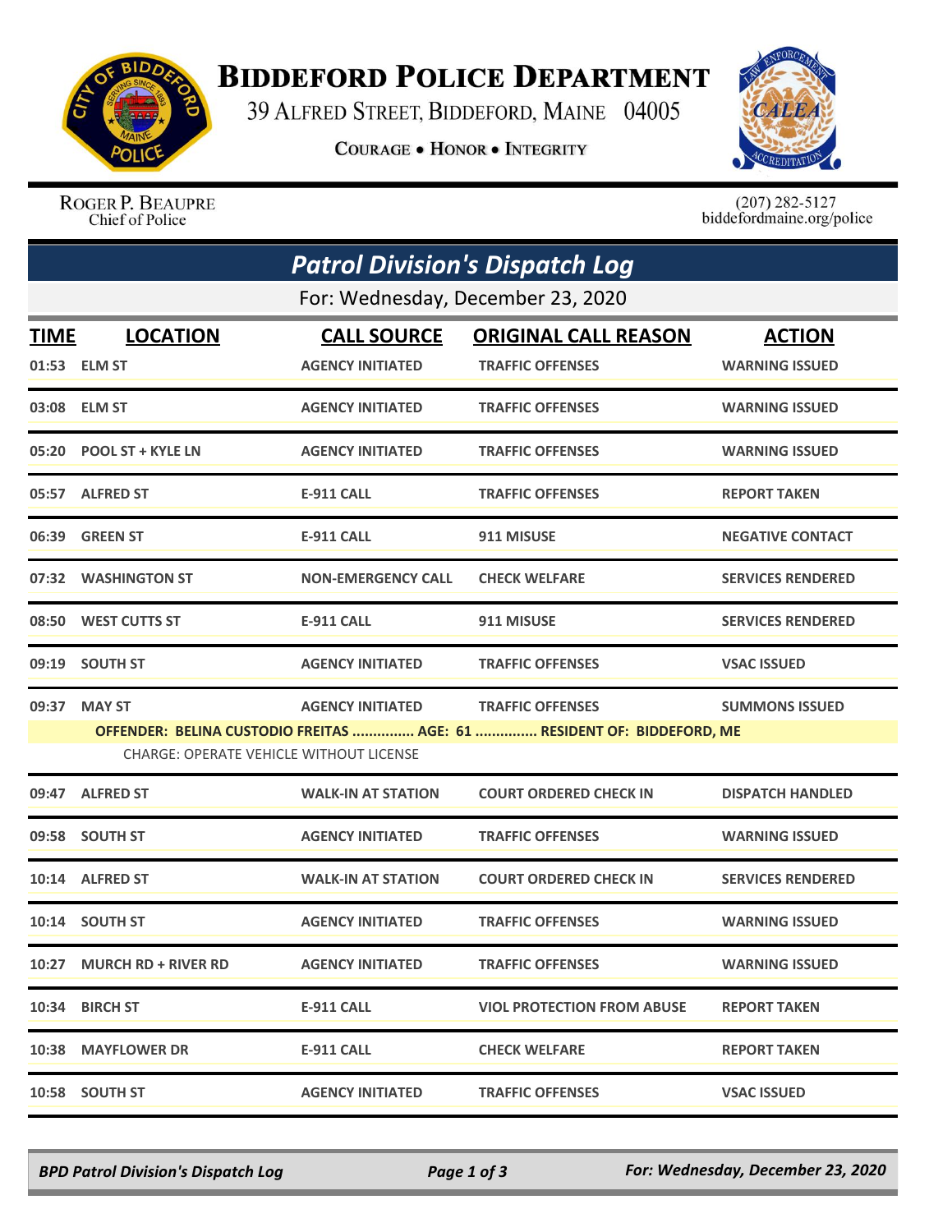# Biddeford Police Department

39 Alfred Street, Biddeford, Maine 04005

Courage • Honor • Integrity

Roger P. Beaupre
Chief of Police

(207) 282-5127
biddefordmaine.org/police

## Patrol Division's Dispatch Log

For: Wednesday, December 23, 2020

| TIME | LOCATION | CALL SOURCE | ORIGINAL CALL REASON | ACTION |
|---|---|---|---|---|
| 01:53 | ELM ST | AGENCY INITIATED | TRAFFIC OFFENSES | WARNING ISSUED |
| 03:08 | ELM ST | AGENCY INITIATED | TRAFFIC OFFENSES | WARNING ISSUED |
| 05:20 | POOL ST + KYLE LN | AGENCY INITIATED | TRAFFIC OFFENSES | WARNING ISSUED |
| 05:57 | ALFRED ST | E-911 CALL | TRAFFIC OFFENSES | REPORT TAKEN |
| 06:39 | GREEN ST | E-911 CALL | 911 MISUSE | NEGATIVE CONTACT |
| 07:32 | WASHINGTON ST | NON-EMERGENCY CALL | CHECK WELFARE | SERVICES RENDERED |
| 08:50 | WEST CUTTS ST | E-911 CALL | 911 MISUSE | SERVICES RENDERED |
| 09:19 | SOUTH ST | AGENCY INITIATED | TRAFFIC OFFENSES | VSAC ISSUED |
| 09:37 | MAY ST | AGENCY INITIATED | TRAFFIC OFFENSES | SUMMONS ISSUED |
| | OFFENDER: BELINA CUSTODIO FREITAS ............... AGE: 61 ............... RESIDENT OF: BIDDEFORD, ME | | | |
| | CHARGE: OPERATE VEHICLE WITHOUT LICENSE | | | |
| 09:47 | ALFRED ST | WALK-IN AT STATION | COURT ORDERED CHECK IN | DISPATCH HANDLED |
| 09:58 | SOUTH ST | AGENCY INITIATED | TRAFFIC OFFENSES | WARNING ISSUED |
| 10:14 | ALFRED ST | WALK-IN AT STATION | COURT ORDERED CHECK IN | SERVICES RENDERED |
| 10:14 | SOUTH ST | AGENCY INITIATED | TRAFFIC OFFENSES | WARNING ISSUED |
| 10:27 | MURCH RD + RIVER RD | AGENCY INITIATED | TRAFFIC OFFENSES | WARNING ISSUED |
| 10:34 | BIRCH ST | E-911 CALL | VIOL PROTECTION FROM ABUSE | REPORT TAKEN |
| 10:38 | MAYFLOWER DR | E-911 CALL | CHECK WELFARE | REPORT TAKEN |
| 10:58 | SOUTH ST | AGENCY INITIATED | TRAFFIC OFFENSES | VSAC ISSUED |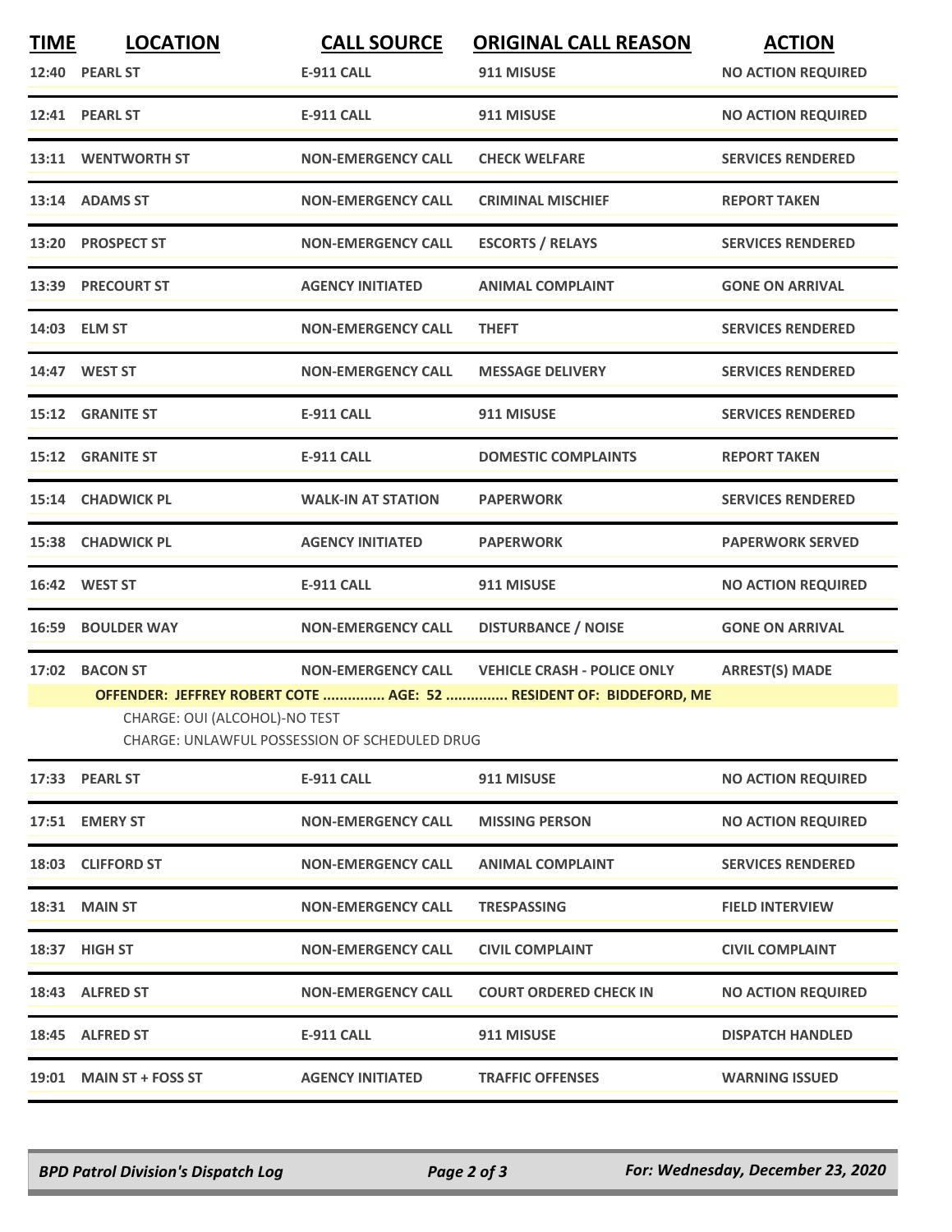| TIME | LOCATION | CALL SOURCE | ORIGINAL CALL REASON | ACTION |
|---|---|---|---|---|
| 12:40 | PEARL ST | E-911 CALL | 911 MISUSE | NO ACTION REQUIRED |
| 12:41 | PEARL ST | E-911 CALL | 911 MISUSE | NO ACTION REQUIRED |
| 13:11 | WENTWORTH ST | NON-EMERGENCY CALL | CHECK WELFARE | SERVICES RENDERED |
| 13:14 | ADAMS ST | NON-EMERGENCY CALL | CRIMINAL MISCHIEF | REPORT TAKEN |
| 13:20 | PROSPECT ST | NON-EMERGENCY CALL | ESCORTS / RELAYS | SERVICES RENDERED |
| 13:39 | PRECOURT ST | AGENCY INITIATED | ANIMAL COMPLAINT | GONE ON ARRIVAL |
| 14:03 | ELM ST | NON-EMERGENCY CALL | THEFT | SERVICES RENDERED |
| 14:47 | WEST ST | NON-EMERGENCY CALL | MESSAGE DELIVERY | SERVICES RENDERED |
| 15:12 | GRANITE ST | E-911 CALL | 911 MISUSE | SERVICES RENDERED |
| 15:12 | GRANITE ST | E-911 CALL | DOMESTIC COMPLAINTS | REPORT TAKEN |
| 15:14 | CHADWICK PL | WALK-IN AT STATION | PAPERWORK | SERVICES RENDERED |
| 15:38 | CHADWICK PL | AGENCY INITIATED | PAPERWORK | PAPERWORK SERVED |
| 16:42 | WEST ST | E-911 CALL | 911 MISUSE | NO ACTION REQUIRED |
| 16:59 | BOULDER WAY | NON-EMERGENCY CALL | DISTURBANCE / NOISE | GONE ON ARRIVAL |
| 17:02 | BACON ST | NON-EMERGENCY CALL | VEHICLE CRASH - POLICE ONLY | ARREST(S) MADE |
| | OFFENDER: JEFFREY ROBERT COTE ............... AGE: 52 ............... RESIDENT OF: BIDDEFORD, ME | | | |
| | CHARGE: OUI (ALCOHOL)-NO TEST | | | |
| | CHARGE: UNLAWFUL POSSESSION OF SCHEDULED DRUG | | | |
| 17:33 | PEARL ST | E-911 CALL | 911 MISUSE | NO ACTION REQUIRED |
| 17:51 | EMERY ST | NON-EMERGENCY CALL | MISSING PERSON | NO ACTION REQUIRED |
| 18:03 | CLIFFORD ST | NON-EMERGENCY CALL | ANIMAL COMPLAINT | SERVICES RENDERED |
| 18:31 | MAIN ST | NON-EMERGENCY CALL | TRESPASSING | FIELD INTERVIEW |
| 18:37 | HIGH ST | NON-EMERGENCY CALL | CIVIL COMPLAINT | CIVIL COMPLAINT |
| 18:43 | ALFRED ST | NON-EMERGENCY CALL | COURT ORDERED CHECK IN | NO ACTION REQUIRED |
| 18:45 | ALFRED ST | E-911 CALL | 911 MISUSE | DISPATCH HANDLED |
| 19:01 | MAIN ST + FOSS ST | AGENCY INITIATED | TRAFFIC OFFENSES | WARNING ISSUED |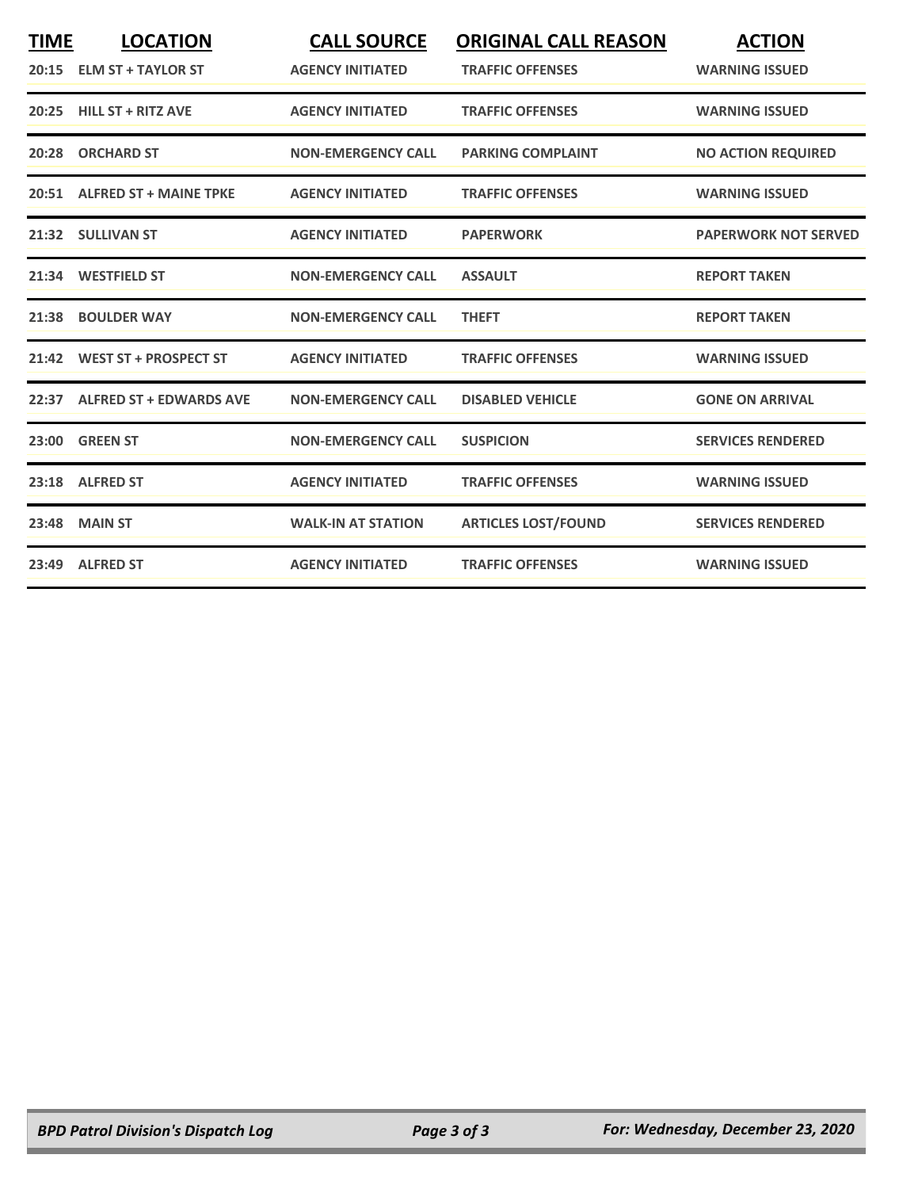| TIME | LOCATION | CALL SOURCE | ORIGINAL CALL REASON | ACTION |
| --- | --- | --- | --- | --- |
| 20:15 | ELM ST + TAYLOR ST | AGENCY INITIATED | TRAFFIC OFFENSES | WARNING ISSUED |
| 20:25 | HILL ST + RITZ AVE | AGENCY INITIATED | TRAFFIC OFFENSES | WARNING ISSUED |
| 20:28 | ORCHARD ST | NON-EMERGENCY CALL | PARKING COMPLAINT | NO ACTION REQUIRED |
| 20:51 | ALFRED ST + MAINE TPKE | AGENCY INITIATED | TRAFFIC OFFENSES | WARNING ISSUED |
| 21:32 | SULLIVAN ST | AGENCY INITIATED | PAPERWORK | PAPERWORK NOT SERVED |
| 21:34 | WESTFIELD ST | NON-EMERGENCY CALL | ASSAULT | REPORT TAKEN |
| 21:38 | BOULDER WAY | NON-EMERGENCY CALL | THEFT | REPORT TAKEN |
| 21:42 | WEST ST + PROSPECT ST | AGENCY INITIATED | TRAFFIC OFFENSES | WARNING ISSUED |
| 22:37 | ALFRED ST + EDWARDS AVE | NON-EMERGENCY CALL | DISABLED VEHICLE | GONE ON ARRIVAL |
| 23:00 | GREEN ST | NON-EMERGENCY CALL | SUSPICION | SERVICES RENDERED |
| 23:18 | ALFRED ST | AGENCY INITIATED | TRAFFIC OFFENSES | WARNING ISSUED |
| 23:48 | MAIN ST | WALK-IN AT STATION | ARTICLES LOST/FOUND | SERVICES RENDERED |
| 23:49 | ALFRED ST | AGENCY INITIATED | TRAFFIC OFFENSES | WARNING ISSUED |